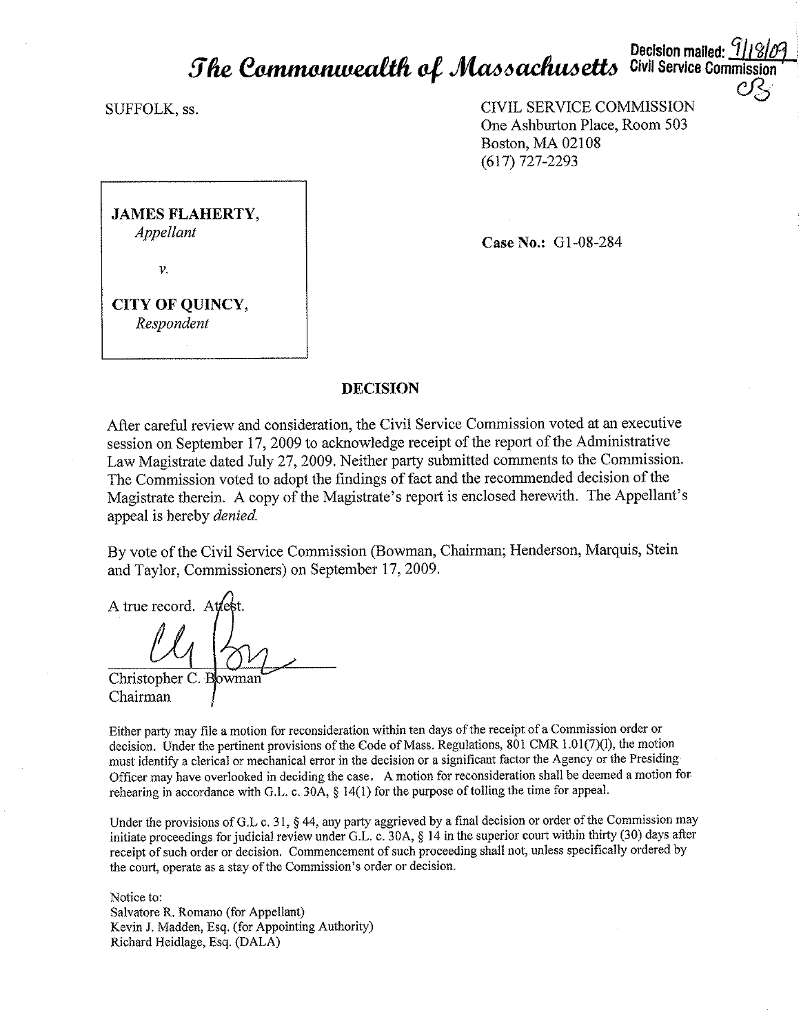# *The Commonwealth of Massachusetts*

Decision mailed: 9/18/09
Civil Service Commission

SUFFOLK, ss.

CIVIL SERVICE COMMISSION
One Ashburton Place, Room 503
Boston, MA 02108
(617) 727-2293

**JAMES FLAHERTY,**
*Appellant*

*v.*

**CITY OF QUINCY,**
*Respondent*

**Case No.:** G1-08-284

## DECISION

After careful review and consideration, the Civil Service Commission voted at an executive session on September 17, 2009 to acknowledge receipt of the report of the Administrative Law Magistrate dated July 27, 2009. Neither party submitted comments to the Commission. The Commission voted to adopt the findings of fact and the recommended decision of the Magistrate therein. A copy of the Magistrate's report is enclosed herewith. The Appellant's appeal is hereby *denied.*

By vote of the Civil Service Commission (Bowman, Chairman; Henderson, Marquis, Stein and Taylor, Commissioners) on September 17, 2009.

A true record. Attest.

Christopher C. Bowman
Chairman

Either party may file a motion for reconsideration within ten days of the receipt of a Commission order or decision. Under the pertinent provisions of the Code of Mass. Regulations, 801 CMR 1.01(7)(l), the motion must identify a clerical or mechanical error in the decision or a significant factor the Agency or the Presiding Officer may have overlooked in deciding the case. A motion for reconsideration shall be deemed a motion for rehearing in accordance with G.L. c. 30A, § 14(1) for the purpose of tolling the time for appeal.

Under the provisions of G.L c. 31, § 44, any party aggrieved by a final decision or order of the Commission may initiate proceedings for judicial review under G.L. c. 30A, § 14 in the superior court within thirty (30) days after receipt of such order or decision. Commencement of such proceeding shall not, unless specifically ordered by the court, operate as a stay of the Commission's order or decision.

Notice to:
Salvatore R. Romano (for Appellant)
Kevin J. Madden, Esq. (for Appointing Authority)
Richard Heidlage, Esq. (DALA)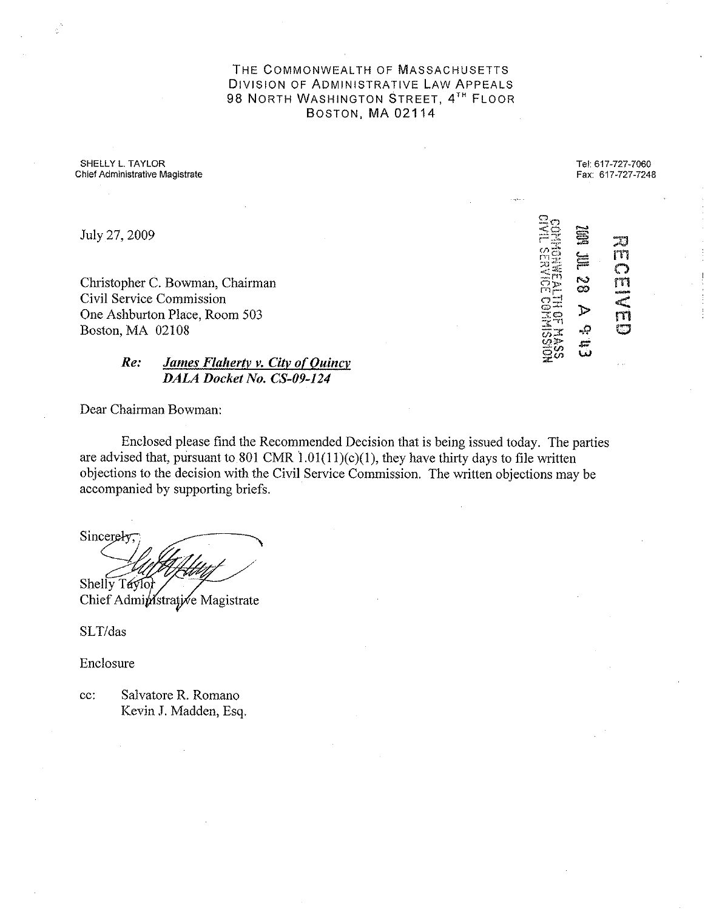THE COMMONWEALTH OF MASSACHUSETTS
DIVISION OF ADMINISTRATIVE LAW APPEALS
98 NORTH WASHINGTON STREET, 4TH FLOOR
BOSTON, MA 02114

SHELLY L. TAYLOR
Chief Administrative Magistrate

Tel: 617-727-7060
Fax: 617-727-7248

RECEIVED
2009 JUL 28 A 9:43
COMMONWEALTH OF MASS
CIVIL SERVICE COMMISSION

July 27, 2009

Christopher C. Bowman, Chairman
Civil Service Commission
One Ashburton Place, Room 503
Boston, MA 02108

***Re:*** ***James Flaherty v. City of Quincy***
***DALA Docket No. CS-09-124***

Dear Chairman Bowman:

Enclosed please find the Recommended Decision that is being issued today. The parties are advised that, pursuant to 801 CMR 1.01(11)(c)(1), they have thirty days to file written objections to the decision with the Civil Service Commission. The written objections may be accompanied by supporting briefs.

Sincerely,

Shelly Taylor
Chief Administrative Magistrate

SLT/das

Enclosure

cc: Salvatore R. Romano
Kevin J. Madden, Esq.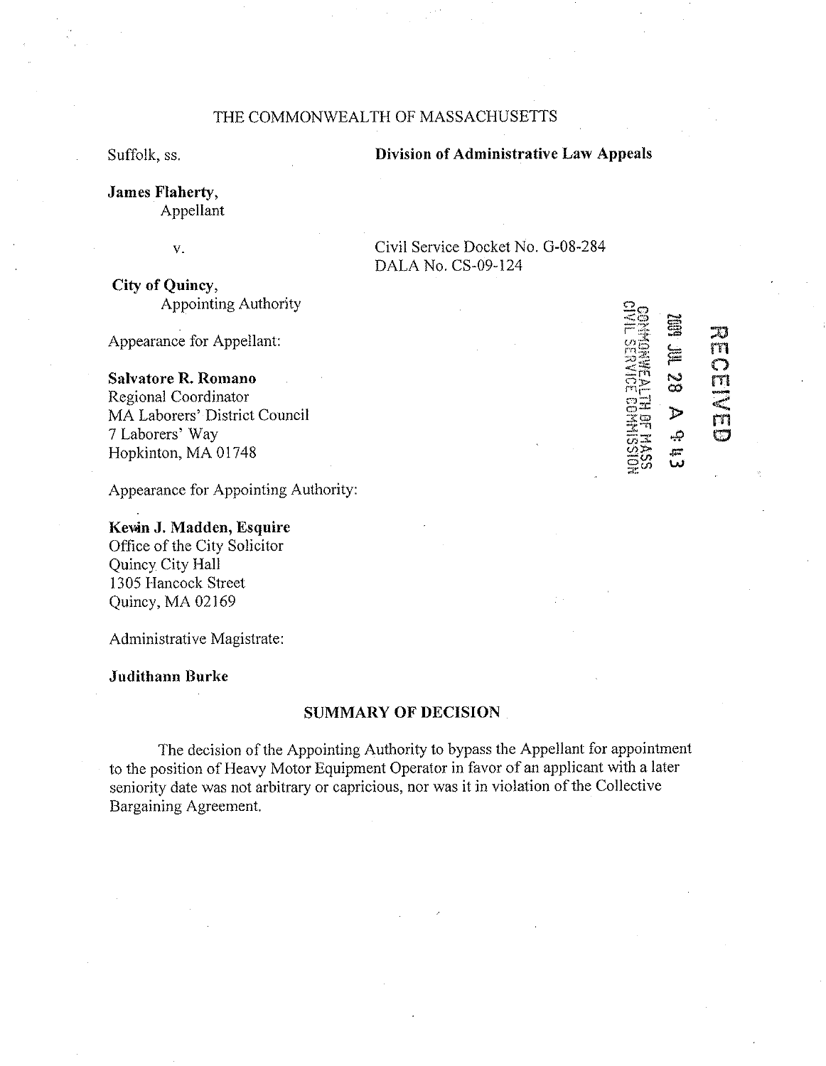THE COMMONWEALTH OF MASSACHUSETTS

Suffolk, ss.

**Division of Administrative Law Appeals**

**James Flaherty,**
Appellant

v.

Civil Service Docket No. G-08-284
DALA No. CS-09-124

**City of Quincy,**
Appointing Authority

RECEIVED
2009 JUL 28 A 9:43
COMMONWEALTH OF MASS
CIVIL SERVICE COMMISSION

Appearance for Appellant:

**Salvatore R. Romano**
Regional Coordinator
MA Laborers' District Council
7 Laborers' Way
Hopkinton, MA 01748

Appearance for Appointing Authority:

**Kevin J. Madden, Esquire**
Office of the City Solicitor
Quincy City Hall
1305 Hancock Street
Quincy, MA 02169

Administrative Magistrate:

**Judithann Burke**

## SUMMARY OF DECISION

The decision of the Appointing Authority to bypass the Appellant for appointment to the position of Heavy Motor Equipment Operator in favor of an applicant with a later seniority date was not arbitrary or capricious, nor was it in violation of the Collective Bargaining Agreement.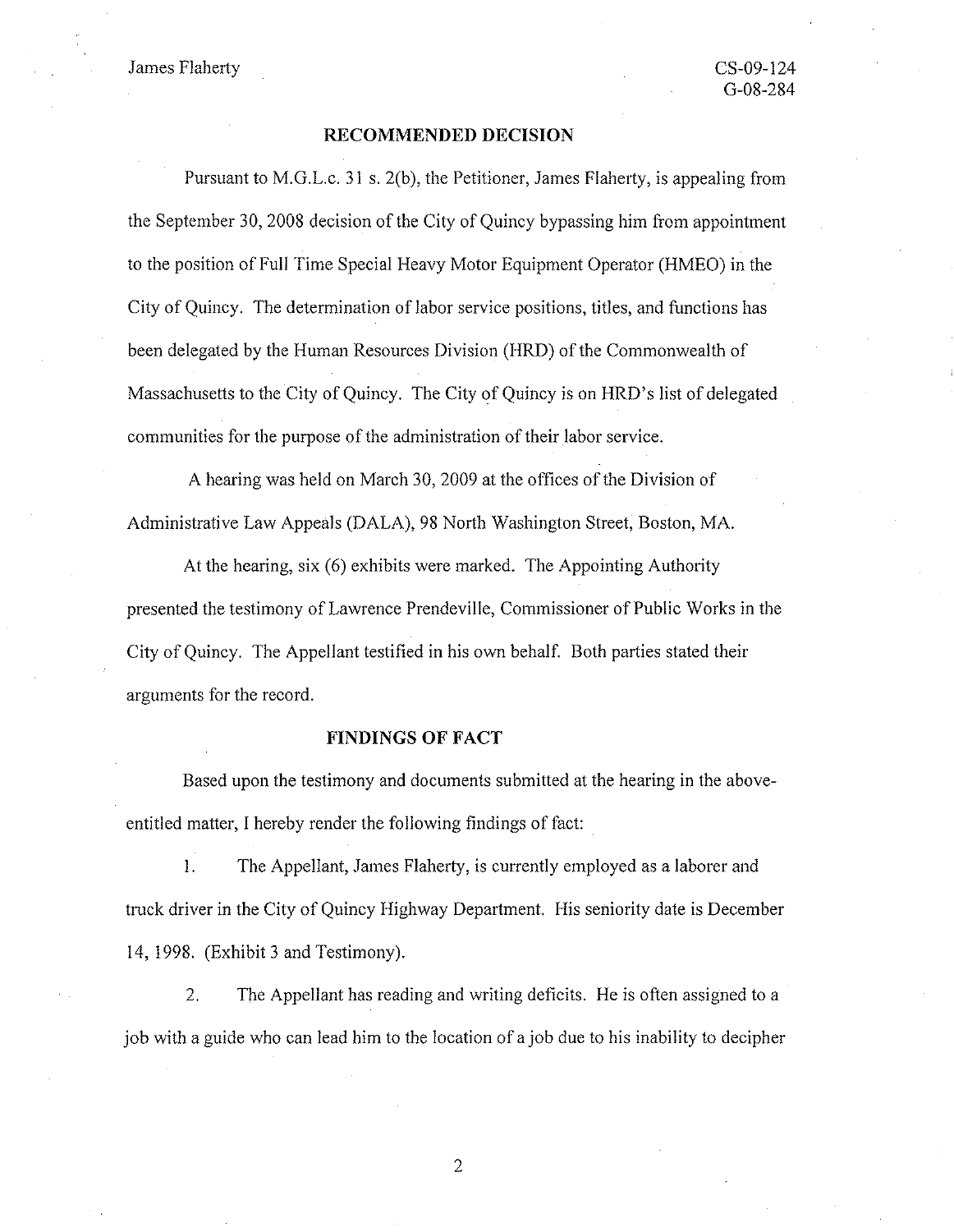## RECOMMENDED DECISION

Pursuant to M.G.L.c. 31 s. 2(b), the Petitioner, James Flaherty, is appealing from the September 30, 2008 decision of the City of Quincy bypassing him from appointment to the position of Full Time Special Heavy Motor Equipment Operator (HMEO) in the City of Quincy. The determination of labor service positions, titles, and functions has been delegated by the Human Resources Division (HRD) of the Commonwealth of Massachusetts to the City of Quincy. The City of Quincy is on HRD's list of delegated communities for the purpose of the administration of their labor service.

A hearing was held on March 30, 2009 at the offices of the Division of Administrative Law Appeals (DALA), 98 North Washington Street, Boston, MA.

At the hearing, six (6) exhibits were marked. The Appointing Authority presented the testimony of Lawrence Prendeville, Commissioner of Public Works in the City of Quincy. The Appellant testified in his own behalf. Both parties stated their arguments for the record.

## FINDINGS OF FACT

Based upon the testimony and documents submitted at the hearing in the above-entitled matter, I hereby render the following findings of fact:

1. The Appellant, James Flaherty, is currently employed as a laborer and truck driver in the City of Quincy Highway Department. His seniority date is December 14, 1998. (Exhibit 3 and Testimony).

2. The Appellant has reading and writing deficits. He is often assigned to a job with a guide who can lead him to the location of a job due to his inability to decipher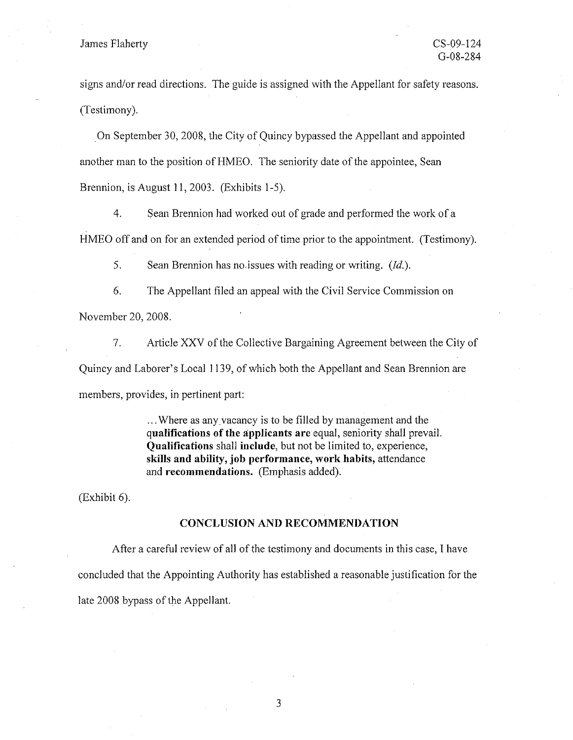signs and/or read directions. The guide is assigned with the Appellant for safety reasons. (Testimony).

On September 30, 2008, the City of Quincy bypassed the Appellant and appointed another man to the position of HMEO. The seniority date of the appointee, Sean Brennion, is August 11, 2003. (Exhibits 1-5).

4. Sean Brennion had worked out of grade and performed the work of a HMEO off and on for an extended period of time prior to the appointment. (Testimony).

5. Sean Brennion has no issues with reading or writing. (*Id.*).

6. The Appellant filed an appeal with the Civil Service Commission on November 20, 2008.

7. Article XXV of the Collective Bargaining Agreement between the City of Quincy and Laborer's Local 1139, of which both the Appellant and Sean Brennion are members, provides, in pertinent part:

> ...Where as any vacancy is to be filled by management and the **qualifications of the applicants are** equal, seniority shall prevail. **Qualifications** shall **include**, but not be limited to, experience, **skills and ability, job performance, work habits,** attendance and **recommendations.** (Emphasis added).

(Exhibit 6).

## CONCLUSION AND RECOMMENDATION

After a careful review of all of the testimony and documents in this case, I have concluded that the Appointing Authority has established a reasonable justification for the late 2008 bypass of the Appellant.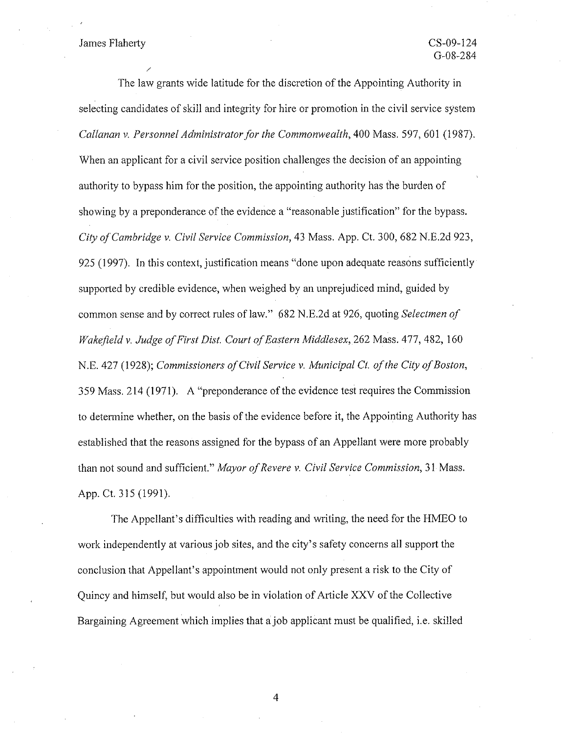The law grants wide latitude for the discretion of the Appointing Authority in selecting candidates of skill and integrity for hire or promotion in the civil service system *Callanan v. Personnel Administrator for the Commonwealth*, 400 Mass. 597, 601 (1987). When an applicant for a civil service position challenges the decision of an appointing authority to bypass him for the position, the appointing authority has the burden of showing by a preponderance of the evidence a "reasonable justification" for the bypass. *City of Cambridge v. Civil Service Commission*, 43 Mass. App. Ct. 300, 682 N.E.2d 923, 925 (1997). In this context, justification means "done upon adequate reasons sufficiently supported by credible evidence, when weighed by an unprejudiced mind, guided by common sense and by correct rules of law." 682 N.E.2d at 926, quoting *Selectmen of Wakefield v. Judge of First Dist. Court of Eastern Middlesex*, 262 Mass. 477, 482, 160 N.E. 427 (1928); *Commissioners of Civil Service v. Municipal Ct. of the City of Boston*, 359 Mass. 214 (1971). A "preponderance of the evidence test requires the Commission to determine whether, on the basis of the evidence before it, the Appointing Authority has established that the reasons assigned for the bypass of an Appellant were more probably than not sound and sufficient." *Mayor of Revere v. Civil Service Commission*, 31 Mass. App. Ct. 315 (1991).

The Appellant's difficulties with reading and writing, the need for the HMEO to work independently at various job sites, and the city's safety concerns all support the conclusion that Appellant's appointment would not only present a risk to the City of Quincy and himself, but would also be in violation of Article XXV of the Collective Bargaining Agreement which implies that a job applicant must be qualified, i.e. skilled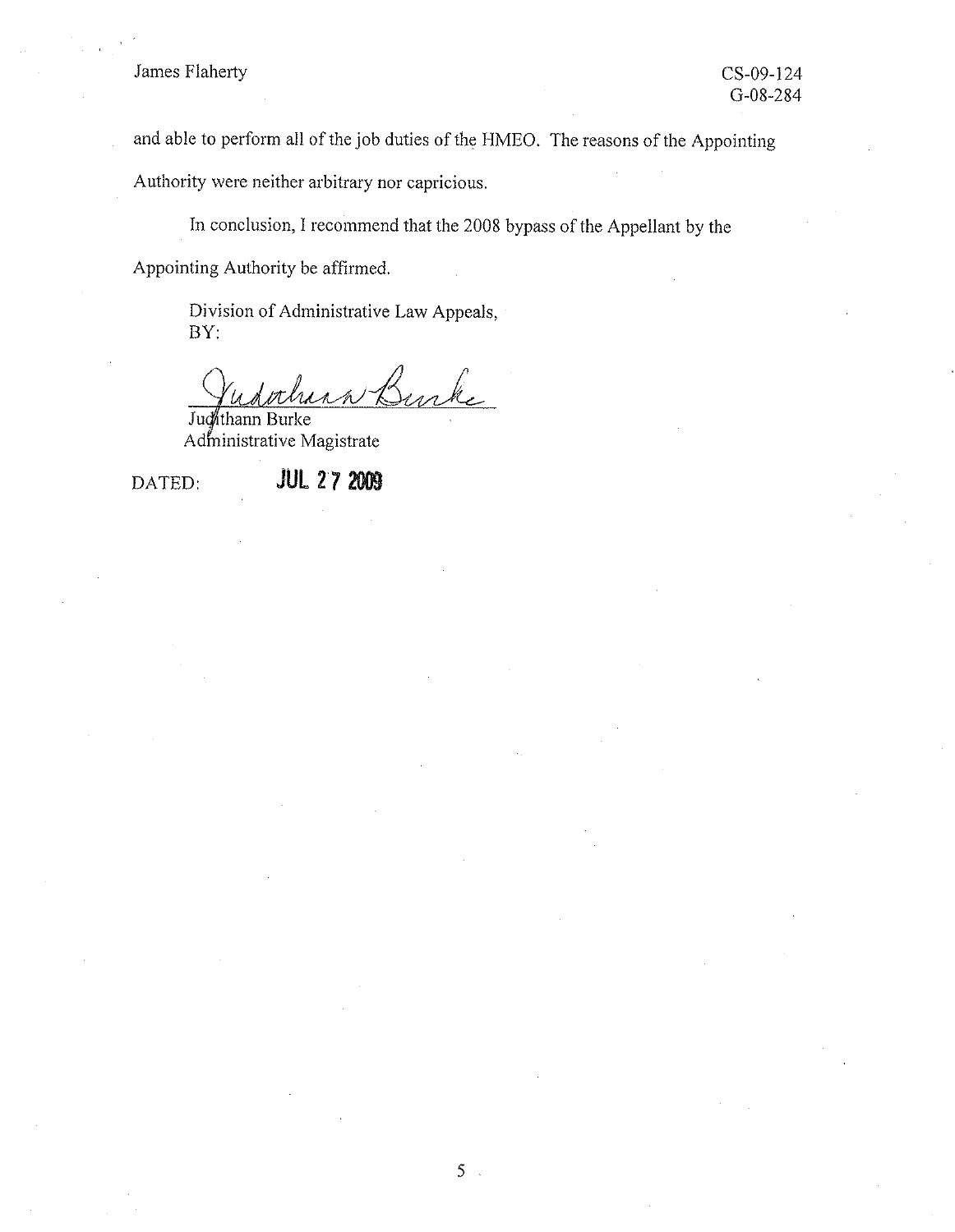and able to perform all of the job duties of the HMEO. The reasons of the Appointing Authority were neither arbitrary nor capricious.

In conclusion, I recommend that the 2008 bypass of the Appellant by the Appointing Authority be affirmed.

Division of Administrative Law Appeals,
BY:

Judithann Burke
Administrative Magistrate

DATED: JUL 27 2009